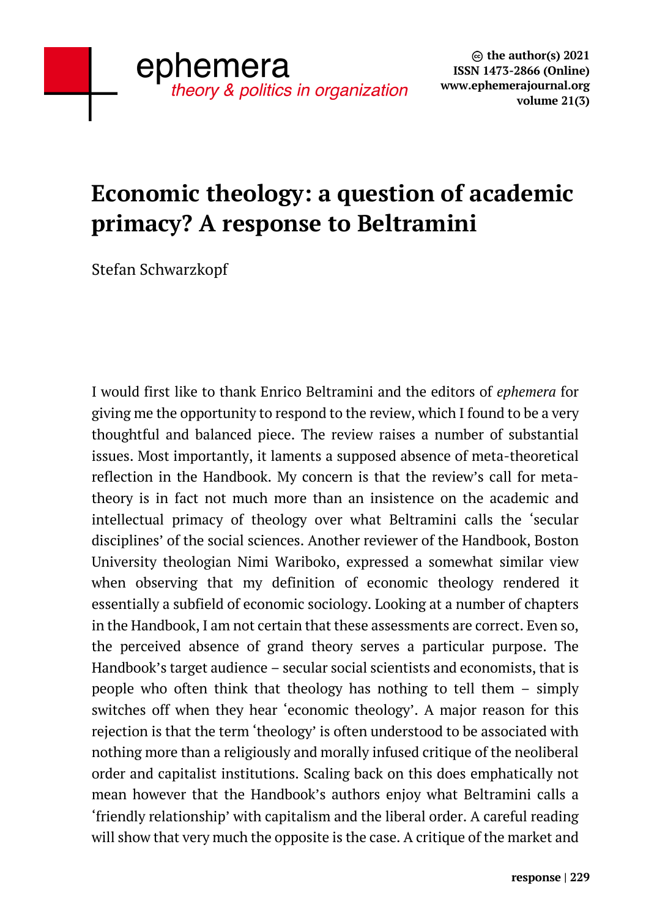# Economic theology: a question of academic primacy? A response to Beltramini

Stefan Schwarzkopf

I would first like to thank Enrico Beltramini and the editors of *ephemera* for giving me the opportunity to respond to the review, which I found to be a very thoughtful and balanced piece. The review raises a number of substantial issues. Most importantly, it laments a supposed absence of meta-theoretical reflection in the Handbook. My concern is that the review's call for meta-theory is in fact not much more than an insistence on the academic and intellectual primacy of theology over what Beltramini calls the 'secular disciplines' of the social sciences. Another reviewer of the Handbook, Boston University theologian Nimi Wariboko, expressed a somewhat similar view when observing that my definition of economic theology rendered it essentially a subfield of economic sociology. Looking at a number of chapters in the Handbook, I am not certain that these assessments are correct. Even so, the perceived absence of grand theory serves a particular purpose. The Handbook's target audience – secular social scientists and economists, that is people who often think that theology has nothing to tell them – simply switches off when they hear 'economic theology'. A major reason for this rejection is that the term 'theology' is often understood to be associated with nothing more than a religiously and morally infused critique of the neoliberal order and capitalist institutions. Scaling back on this does emphatically not mean however that the Handbook's authors enjoy what Beltramini calls a 'friendly relationship' with capitalism and the liberal order. A careful reading will show that very much the opposite is the case. A critique of the market and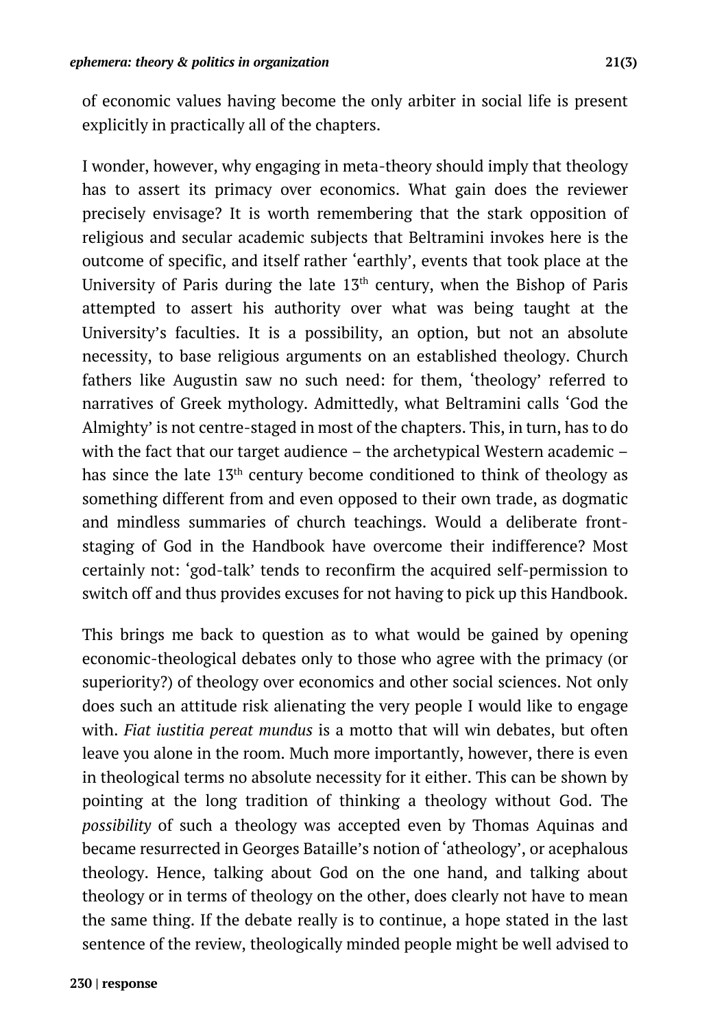of economic values having become the only arbiter in social life is present explicitly in practically all of the chapters.

I wonder, however, why engaging in meta-theory should imply that theology has to assert its primacy over economics. What gain does the reviewer precisely envisage? It is worth remembering that the stark opposition of religious and secular academic subjects that Beltramini invokes here is the outcome of specific, and itself rather 'earthly', events that took place at the University of Paris during the late 13th century, when the Bishop of Paris attempted to assert his authority over what was being taught at the University's faculties. It is a possibility, an option, but not an absolute necessity, to base religious arguments on an established theology. Church fathers like Augustin saw no such need: for them, 'theology' referred to narratives of Greek mythology. Admittedly, what Beltramini calls 'God the Almighty' is not centre-staged in most of the chapters. This, in turn, has to do with the fact that our target audience – the archetypical Western academic – has since the late 13th century become conditioned to think of theology as something different from and even opposed to their own trade, as dogmatic and mindless summaries of church teachings. Would a deliberate front-staging of God in the Handbook have overcome their indifference? Most certainly not: 'god-talk' tends to reconfirm the acquired self-permission to switch off and thus provides excuses for not having to pick up this Handbook.

This brings me back to question as to what would be gained by opening economic-theological debates only to those who agree with the primacy (or superiority?) of theology over economics and other social sciences. Not only does such an attitude risk alienating the very people I would like to engage with. *Fiat iustitia pereat mundus* is a motto that will win debates, but often leave you alone in the room. Much more importantly, however, there is even in theological terms no absolute necessity for it either. This can be shown by pointing at the long tradition of thinking a theology without God. The *possibility* of such a theology was accepted even by Thomas Aquinas and became resurrected in Georges Bataille's notion of 'atheology', or acephalous theology. Hence, talking about God on the one hand, and talking about theology or in terms of theology on the other, does clearly not have to mean the same thing. If the debate really is to continue, a hope stated in the last sentence of the review, theologically minded people might be well advised to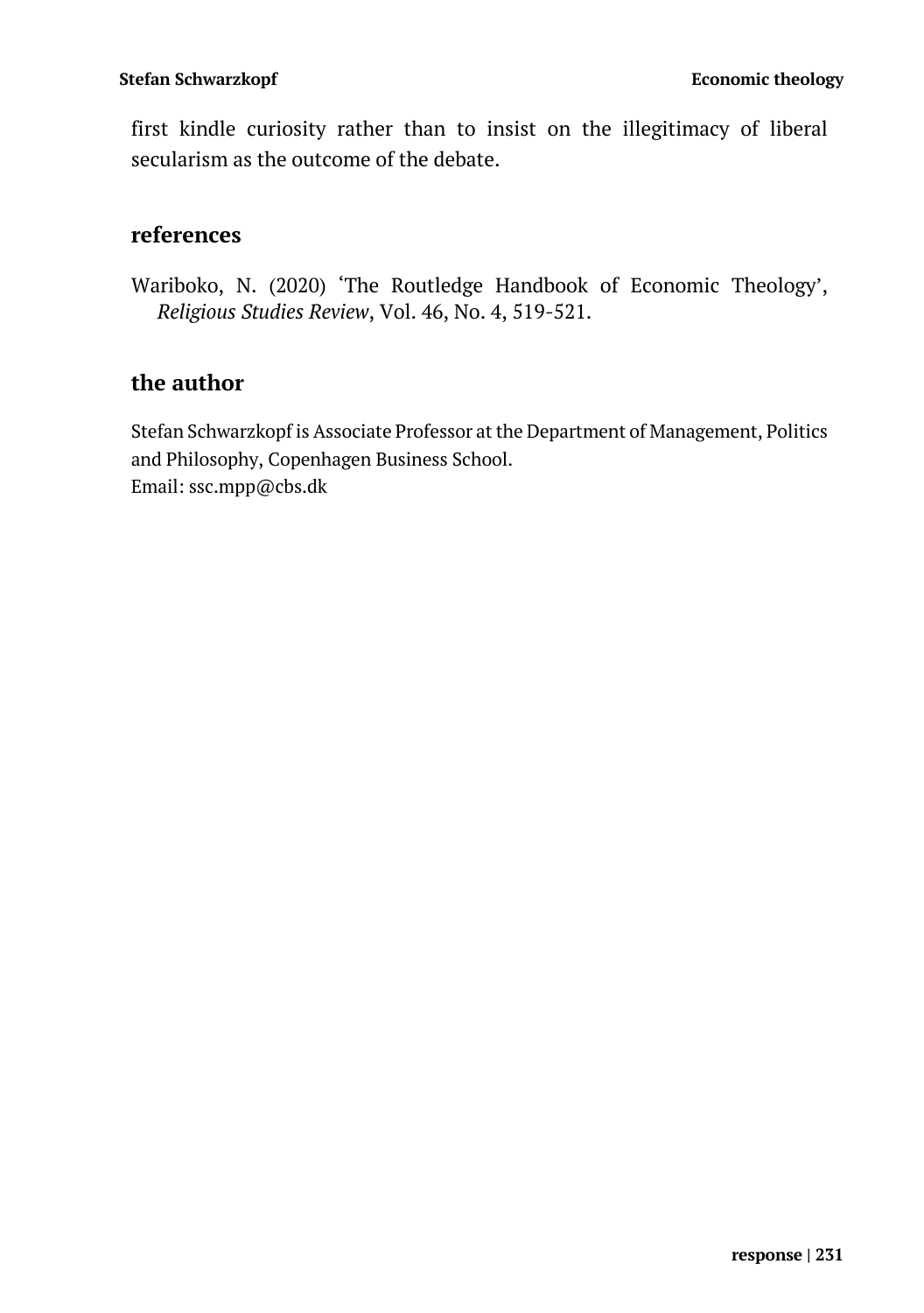first kindle curiosity rather than to insist on the illegitimacy of liberal secularism as the outcome of the debate.

## references

Wariboko, N. (2020) 'The Routledge Handbook of Economic Theology', *Religious Studies Review*, Vol. 46, No. 4, 519-521.

## the author

Stefan Schwarzkopf is Associate Professor at the Department of Management, Politics and Philosophy, Copenhagen Business School.
Email: ssc.mpp@cbs.dk